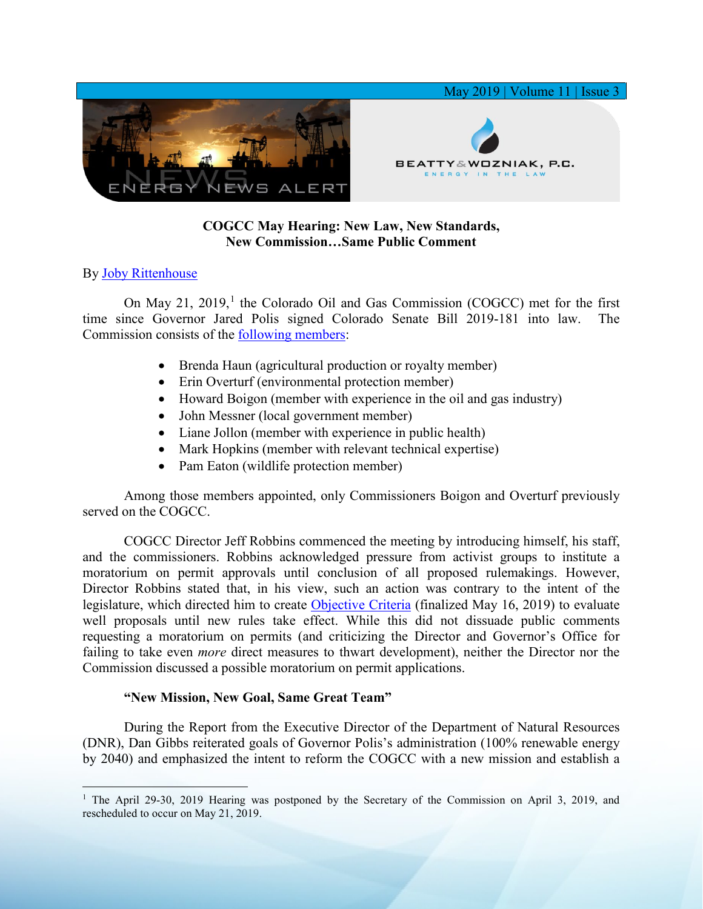# COGCC May Hearing: New Law, New Standards, New Commission…Same Public Comment

By Joby Rittenhouse

On May 21, 2019,[1] the Colorado Oil and Gas Commission (COGCC) met for the first time since Governor Jared Polis signed Colorado Senate Bill 2019-181 into law. The Commission consists of the following members:

- Brenda Haun (agricultural production or royalty member)
- Erin Overturf (environmental protection member)
- Howard Boigon (member with experience in the oil and gas industry)
- John Messner (local government member)
- Liane Jollon (member with experience in public health)
- Mark Hopkins (member with relevant technical expertise)
- Pam Eaton (wildlife protection member)

Among those members appointed, only Commissioners Boigon and Overturf previously served on the COGCC.

COGCC Director Jeff Robbins commenced the meeting by introducing himself, his staff, and the commissioners. Robbins acknowledged pressure from activist groups to institute a moratorium on permit approvals until conclusion of all proposed rulemakings. However, Director Robbins stated that, in his view, such an action was contrary to the intent of the legislature, which directed him to create Objective Criteria (finalized May 16, 2019) to evaluate well proposals until new rules take effect. While this did not dissuade public comments requesting a moratorium on permits (and criticizing the Director and Governor's Office for failing to take even *more* direct measures to thwart development), neither the Director nor the Commission discussed a possible moratorium on permit applications.

**"New Mission, New Goal, Same Great Team"**

During the Report from the Executive Director of the Department of Natural Resources (DNR), Dan Gibbs reiterated goals of Governor Polis's administration (100% renewable energy by 2040) and emphasized the intent to reform the COGCC with a new mission and establish a

[1] The April 29-30, 2019 Hearing was postponed by the Secretary of the Commission on April 3, 2019, and rescheduled to occur on May 21, 2019.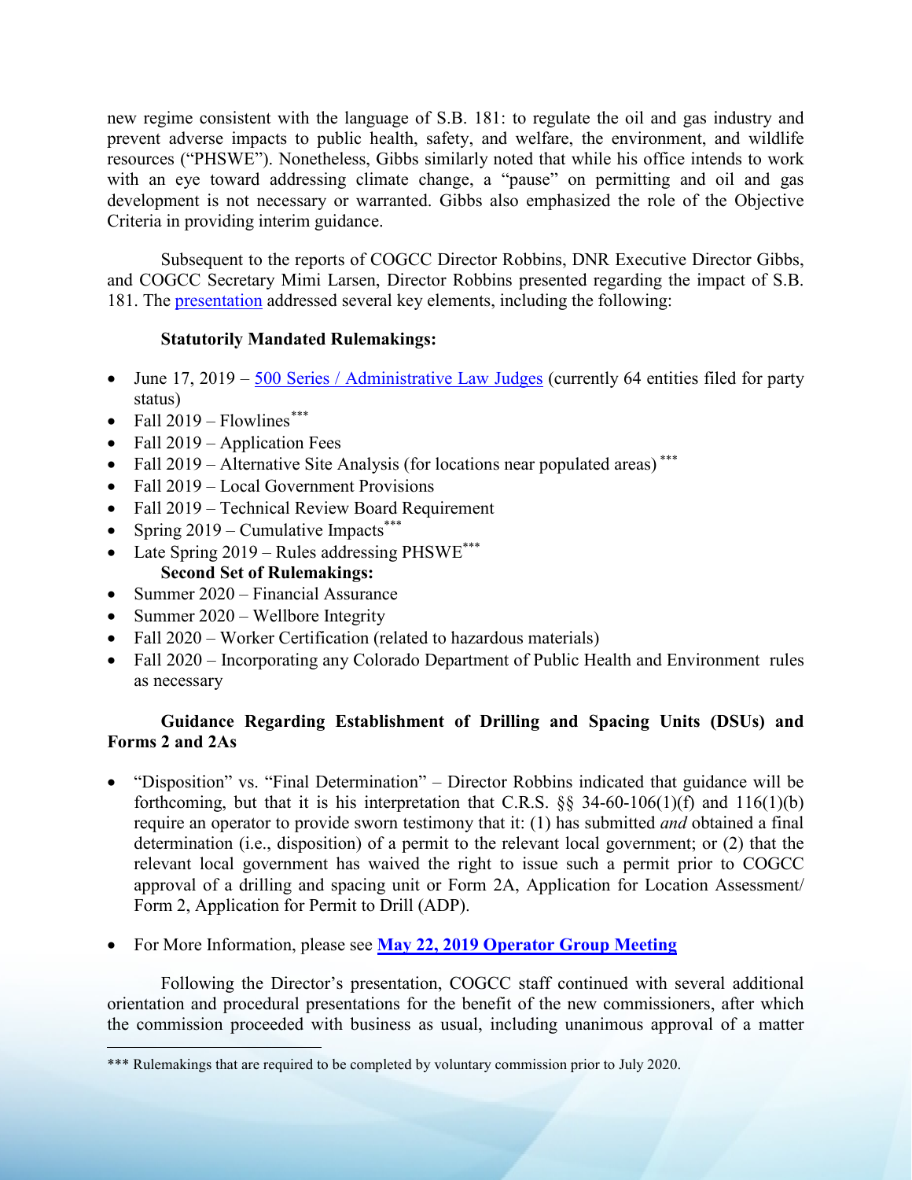new regime consistent with the language of S.B. 181: to regulate the oil and gas industry and prevent adverse impacts to public health, safety, and welfare, the environment, and wildlife resources ("PHSWE"). Nonetheless, Gibbs similarly noted that while his office intends to work with an eye toward addressing climate change, a "pause" on permitting and oil and gas development is not necessary or warranted. Gibbs also emphasized the role of the Objective Criteria in providing interim guidance.

Subsequent to the reports of COGCC Director Robbins, DNR Executive Director Gibbs, and COGCC Secretary Mimi Larsen, Director Robbins presented regarding the impact of S.B. 181. The presentation addressed several key elements, including the following:

**Statutorily Mandated Rulemakings:**

- June 17, 2019 – 500 Series / Administrative Law Judges (currently 64 entities filed for party status)
- Fall 2019 – Flowlines***
- Fall 2019 – Application Fees
- Fall 2019 – Alternative Site Analysis (for locations near populated areas) ***
- Fall 2019 – Local Government Provisions
- Fall 2019 – Technical Review Board Requirement
- Spring 2019 – Cumulative Impacts***
- Late Spring 2019 – Rules addressing PHSWE***

**Second Set of Rulemakings:**

- Summer 2020 – Financial Assurance
- Summer 2020 – Wellbore Integrity
- Fall 2020 – Worker Certification (related to hazardous materials)
- Fall 2020 – Incorporating any Colorado Department of Public Health and Environment rules as necessary

**Guidance Regarding Establishment of Drilling and Spacing Units (DSUs) and Forms 2 and 2As**

- "Disposition" vs. "Final Determination" – Director Robbins indicated that guidance will be forthcoming, but that it is his interpretation that C.R.S. §§ 34-60-106(1)(f) and 116(1)(b) require an operator to provide sworn testimony that it: (1) has submitted *and* obtained a final determination (i.e., disposition) of a permit to the relevant local government; or (2) that the relevant local government has waived the right to issue such a permit prior to COGCC approval of a drilling and spacing unit or Form 2A, Application for Location Assessment/ Form 2, Application for Permit to Drill (ADP).

- For More Information, please see **May 22, 2019 Operator Group Meeting**

Following the Director's presentation, COGCC staff continued with several additional orientation and procedural presentations for the benefit of the new commissioners, after which the commission proceeded with business as usual, including unanimous approval of a matter

*** Rulemakings that are required to be completed by voluntary commission prior to July 2020.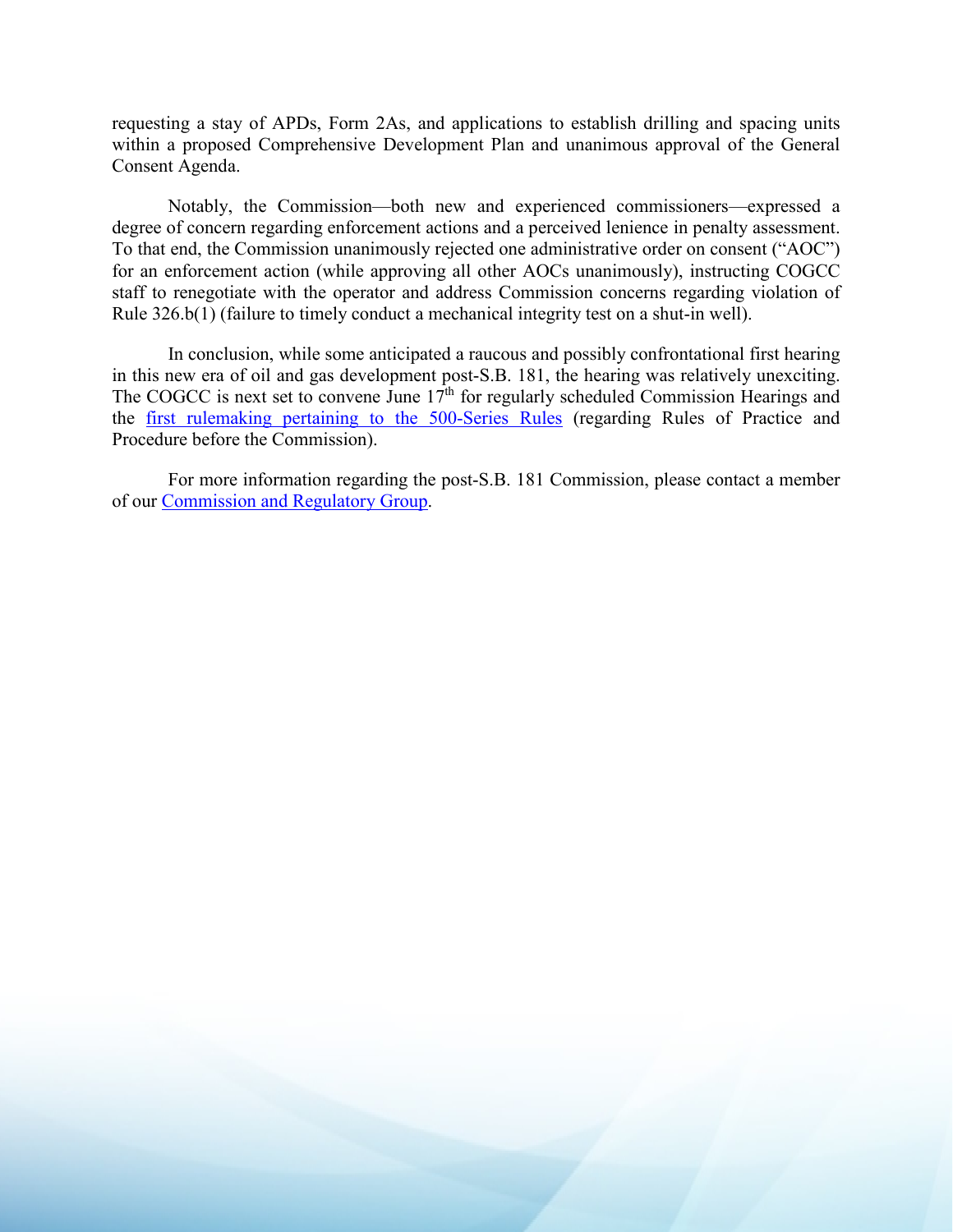requesting a stay of APDs, Form 2As, and applications to establish drilling and spacing units within a proposed Comprehensive Development Plan and unanimous approval of the General Consent Agenda.

Notably, the Commission—both new and experienced commissioners—expressed a degree of concern regarding enforcement actions and a perceived lenience in penalty assessment. To that end, the Commission unanimously rejected one administrative order on consent ("AOC") for an enforcement action (while approving all other AOCs unanimously), instructing COGCC staff to renegotiate with the operator and address Commission concerns regarding violation of Rule 326.b(1) (failure to timely conduct a mechanical integrity test on a shut-in well).

In conclusion, while some anticipated a raucous and possibly confrontational first hearing in this new era of oil and gas development post-S.B. 181, the hearing was relatively unexciting. The COGCC is next set to convene June 17th for regularly scheduled Commission Hearings and the first rulemaking pertaining to the 500-Series Rules (regarding Rules of Practice and Procedure before the Commission).

For more information regarding the post-S.B. 181 Commission, please contact a member of our Commission and Regulatory Group.